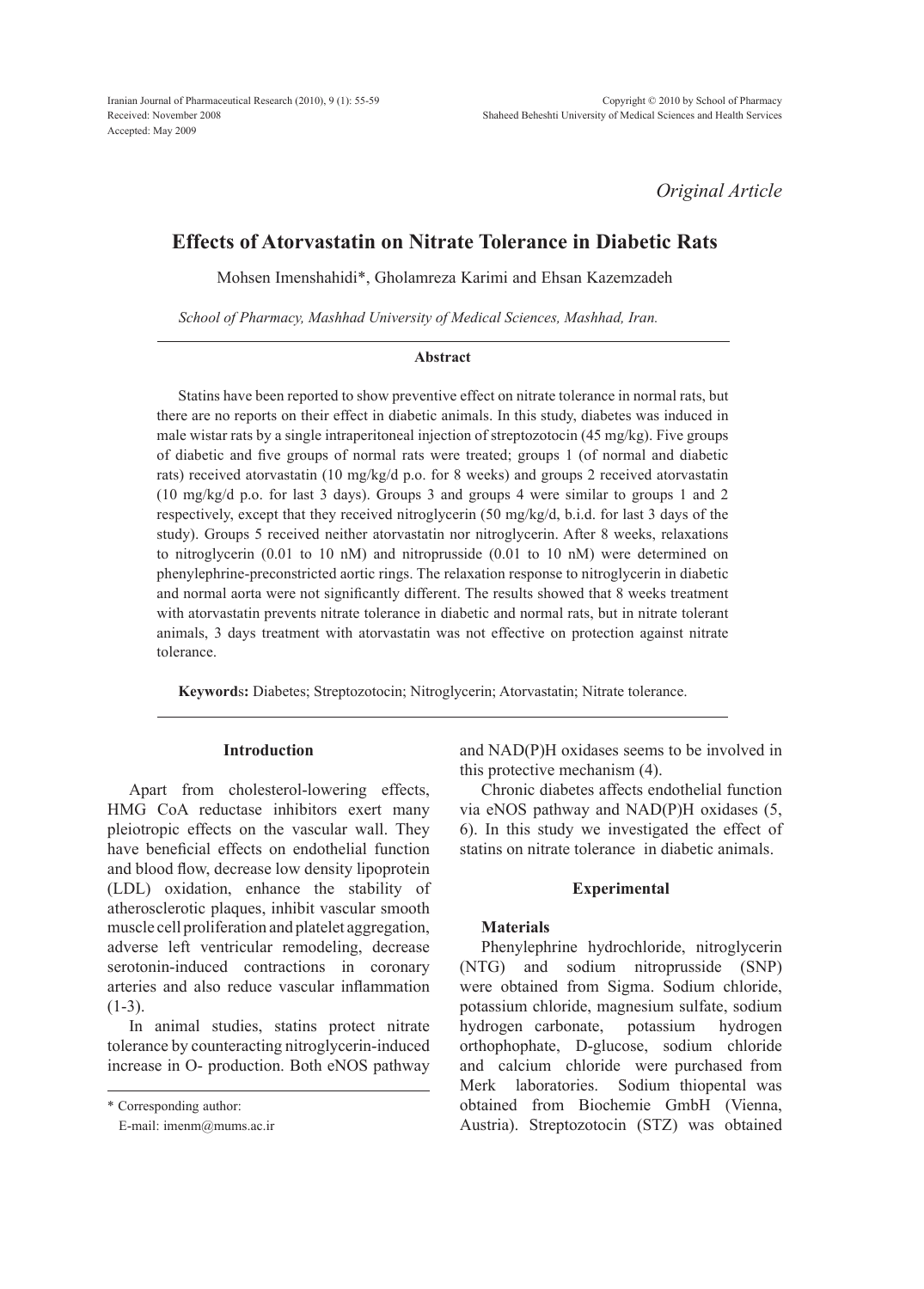Original Article

# Effects of Atorvastatin on Nitrate Tolerance in Diabetic Rats

Mohsen Imenshahidi*, Gholamreza Karimi and Ehsan Kazemzadeh

*School of Pharmacy, Mashhad University of Medical Sciences, Mashhad, Iran.*

### Abstract

Statins have been reported to show preventive effect on nitrate tolerance in normal rats, but there are no reports on their effect in diabetic animals. In this study, diabetes was induced in male wistar rats by a single intraperitoneal injection of streptozotocin (45 mg/kg). Five groups of diabetic and five groups of normal rats were treated; groups 1 (of normal and diabetic rats) received atorvastatin (10 mg/kg/d p.o. for 8 weeks) and groups 2 received atorvastatin (10 mg/kg/d p.o. for last 3 days). Groups 3 and groups 4 were similar to groups 1 and 2 respectively, except that they received nitroglycerin (50 mg/kg/d, b.i.d. for last 3 days of the study). Groups 5 received neither atorvastatin nor nitroglycerin. After 8 weeks, relaxations to nitroglycerin (0.01 to 10 nM) and nitroprusside (0.01 to 10 nM) were determined on phenylephrine-preconstricted aortic rings. The relaxation response to nitroglycerin in diabetic and normal aorta were not significantly different. The results showed that 8 weeks treatment with atorvastatin prevents nitrate tolerance in diabetic and normal rats, but in nitrate tolerant animals, 3 days treatment with atorvastatin was not effective on protection against nitrate tolerance.

**Keywords:** Diabetes; Streptozotocin; Nitroglycerin; Atorvastatin; Nitrate tolerance.

## Introduction

Apart from cholesterol-lowering effects, HMG CoA reductase inhibitors exert many pleiotropic effects on the vascular wall. They have beneficial effects on endothelial function and blood flow, decrease low density lipoprotein (LDL) oxidation, enhance the stability of atherosclerotic plaques, inhibit vascular smooth muscle cell proliferation and platelet aggregation, adverse left ventricular remodeling, decrease serotonin-induced contractions in coronary arteries and also reduce vascular inflammation (1-3).

In animal studies, statins protect nitrate tolerance by counteracting nitroglycerin-induced increase in O- production. Both eNOS pathway and NAD(P)H oxidases seems to be involved in this protective mechanism (4).

Chronic diabetes affects endothelial function via eNOS pathway and NAD(P)H oxidases (5, 6). In this study we investigated the effect of statins on nitrate tolerance in diabetic animals.

## Experimental

### Materials

Phenylephrine hydrochloride, nitroglycerin (NTG) and sodium nitroprusside (SNP) were obtained from Sigma. Sodium chloride, potassium chloride, magnesium sulfate, sodium hydrogen carbonate, potassium hydrogen orthophophate, D-glucose, sodium chloride and calcium chloride were purchased from Merk laboratories. Sodium thiopental was obtained from Biochemie GmbH (Vienna, Austria). Streptozotocin (STZ) was obtained

\* Corresponding author:
E-mail: imenm@mums.ac.ir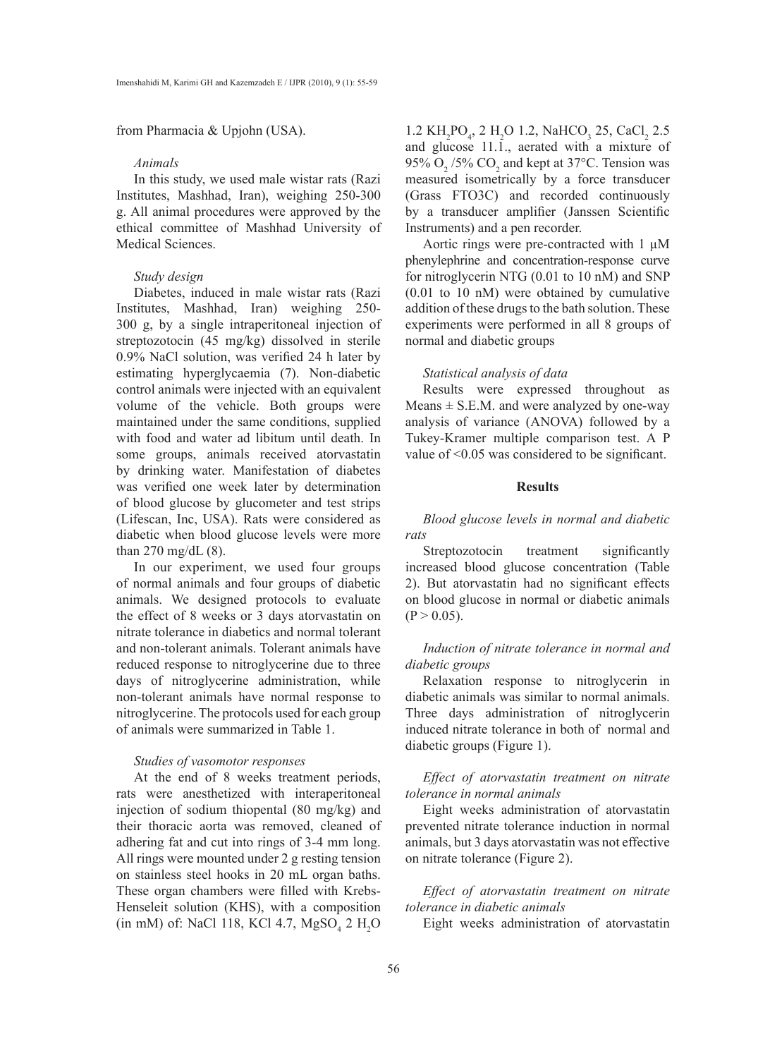from Pharmacia & Upjohn (USA).

### *Animals*

In this study, we used male wistar rats (Razi Institutes, Mashhad, Iran), weighing 250-300 g. All animal procedures were approved by the ethical committee of Mashhad University of Medical Sciences.

### *Study design*

Diabetes, induced in male wistar rats (Razi Institutes, Mashhad, Iran) weighing 250-300 g, by a single intraperitoneal injection of streptozotocin (45 mg/kg) dissolved in sterile 0.9% NaCl solution, was verified 24 h later by estimating hyperglycaemia (7). Non-diabetic control animals were injected with an equivalent volume of the vehicle. Both groups were maintained under the same conditions, supplied with food and water ad libitum until death. In some groups, animals received atorvastatin by drinking water. Manifestation of diabetes was verified one week later by determination of blood glucose by glucometer and test strips (Lifescan, Inc, USA). Rats were considered as diabetic when blood glucose levels were more than 270 mg/dL (8).

In our experiment, we used four groups of normal animals and four groups of diabetic animals. We designed protocols to evaluate the effect of 8 weeks or 3 days atorvastatin on nitrate tolerance in diabetics and normal tolerant and non-tolerant animals. Tolerant animals have reduced response to nitroglycerine due to three days of nitroglycerine administration, while non-tolerant animals have normal response to nitroglycerine. The protocols used for each group of animals were summarized in Table 1.

### *Studies of vasomotor responses*

At the end of 8 weeks treatment periods, rats were anesthetized with interaperitoneal injection of sodium thiopental (80 mg/kg) and their thoracic aorta was removed, cleaned of adhering fat and cut into rings of 3-4 mm long. All rings were mounted under 2 g resting tension on stainless steel hooks in 20 mL organ baths. These organ chambers were filled with Krebs-Henseleit solution (KHS), with a composition (in mM) of: NaCl 118, KCl 4.7, $MgSO_4$ 2 $H_2O$ 1.2 $KH_2PO_4$, 2 $H_2O$ 1.2, $NaHCO_3$ 25, $CaCl_2$ 2.5 and glucose 11.1., aerated with a mixture of 95% $O_2$ /5% $CO_2$ and kept at 37°C. Tension was measured isometrically by a force transducer (Grass FTO3C) and recorded continuously by a transducer amplifier (Janssen Scientific Instruments) and a pen recorder.

Aortic rings were pre-contracted with 1 µM phenylephrine and concentration-response curve for nitroglycerin NTG (0.01 to 10 nM) and SNP (0.01 to 10 nM) were obtained by cumulative addition of these drugs to the bath solution. These experiments were performed in all 8 groups of normal and diabetic groups

### *Statistical analysis of data*

Results were expressed throughout as Means ± S.E.M. and were analyzed by one-way analysis of variance (ANOVA) followed by a Tukey-Kramer multiple comparison test. A P value of <0.05 was considered to be significant.

## Results

### *Blood glucose levels in normal and diabetic rats*

Streptozotocin treatment significantly increased blood glucose concentration (Table 2). But atorvastatin had no significant effects on blood glucose in normal or diabetic animals ($P > 0.05$).

### *Induction of nitrate tolerance in normal and diabetic groups*

Relaxation response to nitroglycerin in diabetic animals was similar to normal animals. Three days administration of nitroglycerin induced nitrate tolerance in both of normal and diabetic groups (Figure 1).

### *Effect of atorvastatin treatment on nitrate tolerance in normal animals*

Eight weeks administration of atorvastatin prevented nitrate tolerance induction in normal animals, but 3 days atorvastatin was not effective on nitrate tolerance (Figure 2).

### *Effect of atorvastatin treatment on nitrate tolerance in diabetic animals*

Eight weeks administration of atorvastatin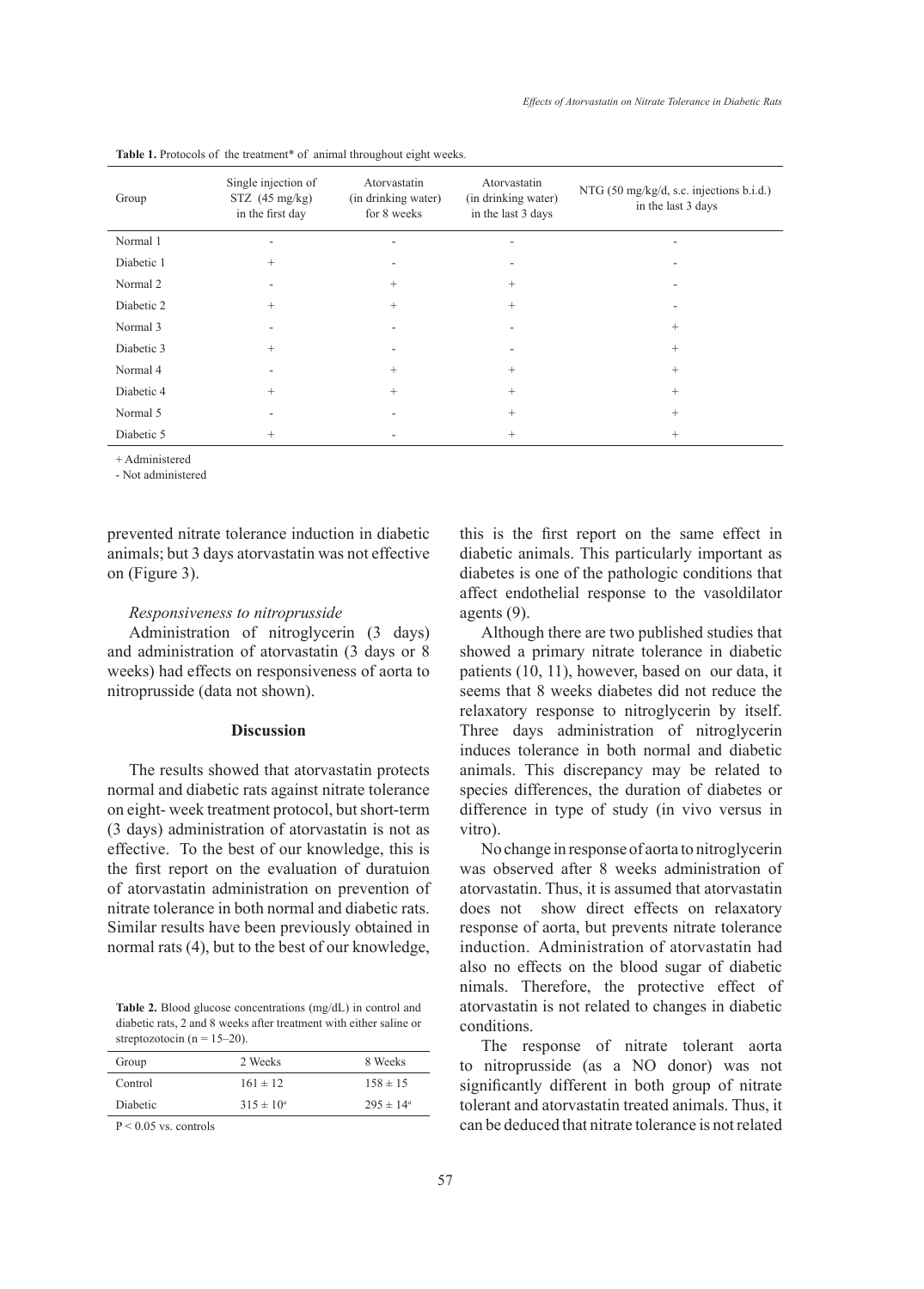**Table 1.** Protocols of the treatment* of animal throughout eight weeks.

| Group | Single injection of STZ (45 mg/kg) in the first day | Atorvastatin (in drinking water) for 8 weeks | Atorvastatin (in drinking water) in the last 3 days | NTG (50 mg/kg/d, s.c. injections b.i.d.) in the last 3 days |
|---|---|---|---|---|
| Normal 1 | - | - | - | - |
| Diabetic 1 | + | - | - | - |
| Normal 2 | - | + | + | - |
| Diabetic 2 | + | + | + | - |
| Normal 3 | - | - | - | + |
| Diabetic 3 | + | - | - | + |
| Normal 4 | - | + | + | + |
| Diabetic 4 | + | + | + | + |
| Normal 5 | - | - | + | + |
| Diabetic 5 | + | - | + | + |

+ Administered

- Not administered

prevented nitrate tolerance induction in diabetic animals; but 3 days atorvastatin was not effective on (Figure 3).

*Responsiveness to nitroprusside*

Administration of nitroglycerin (3 days) and administration of atorvastatin (3 days or 8 weeks) had effects on responsiveness of aorta to nitroprusside (data not shown).

## Discussion

The results showed that atorvastatin protects normal and diabetic rats against nitrate tolerance on eight- week treatment protocol, but short-term (3 days) administration of atorvastatin is not as effective. To the best of our knowledge, this is the first report on the evaluation of duratuion of atorvastatin administration on prevention of nitrate tolerance in both normal and diabetic rats. Similar results have been previously obtained in normal rats (4), but to the best of our knowledge, this is the first report on the same effect in diabetic animals. This particularly important as diabetes is one of the pathologic conditions that affect endothelial response to the vasoldilator agents (9).

Although there are two published studies that showed a primary nitrate tolerance in diabetic patients (10, 11), however, based on our data, it seems that 8 weeks diabetes did not reduce the relaxatory response to nitroglycerin by itself. Three days administration of nitroglycerin induces tolerance in both normal and diabetic animals. This discrepancy may be related to species differences, the duration of diabetes or difference in type of study (in vivo versus in vitro).

No change in response of aorta to nitroglycerin was observed after 8 weeks administration of atorvastatin. Thus, it is assumed that atorvastatin does not show direct effects on relaxatory response of aorta, but prevents nitrate tolerance induction. Administration of atorvastatin had also no effects on the blood sugar of diabetic nimals. Therefore, the protective effect of atorvastatin is not related to changes in diabetic conditions.

The response of nitrate tolerant aorta to nitroprusside (as a NO donor) was not significantly different in both group of nitrate tolerant and atorvastatin treated animals. Thus, it can be deduced that nitrate tolerance is not related

**Table 2.** Blood glucose concentrations (mg/dL) in control and diabetic rats, 2 and 8 weeks after treatment with either saline or streptozotocin (n = 15–20).

| Group | 2 Weeks | 8 Weeks |
|---|---|---|
| Control | 161 ± 12 | 158 ± 15 |
| Diabetic | 315 ± 10[a] | 295 ± 14[a] |

P < 0.05 vs. controls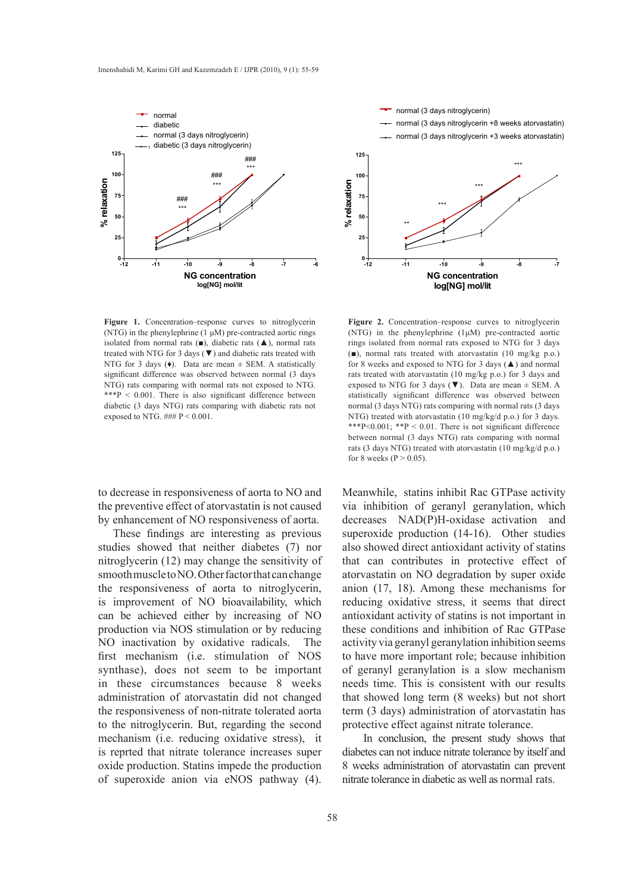**Figure 1.** Concentration–response curves to nitroglycerin (NTG) in the phenylephrine (1 μM) pre-contracted aortic rings isolated from normal rats (■), diabetic rats (▲), normal rats treated with NTG for 3 days (▼) and diabetic rats treated with NTG for 3 days (♦). Data are mean ± SEM. A statistically significant difference was observed between normal (3 days NTG) rats comparing with normal rats not exposed to NTG. ***P < 0.001. There is also significant difference between diabetic (3 days NTG) rats comparing with diabetic rats not exposed to NTG. ### P < 0.001.

**Figure 2.** Concentration–response curves to nitroglycerin (NTG) in the phenylephrine (1μM) pre-contracted aortic rings isolated from normal rats exposed to NTG for 3 days (■), normal rats treated with atorvastatin (10 mg/kg p.o.) for 8 weeks and exposed to NTG for 3 days (▲) and normal rats treated with atorvastatin (10 mg/kg p.o.) for 3 days and exposed to NTG for 3 days (▼). Data are mean ± SEM. A statistically significant difference was observed between normal (3 days NTG) rats comparing with normal rats (3 days NTG) treated with atorvastatin (10 mg/kg/d p.o.) for 3 days. ***P<0.001; **P < 0.01. There is not significant difference between normal (3 days NTG) rats comparing with normal rats (3 days NTG) treated with atorvastatin (10 mg/kg/d p.o.) for 8 weeks (P > 0.05).

to decrease in responsiveness of aorta to NO and the preventive effect of atorvastatin is not caused by enhancement of NO responsiveness of aorta.

These findings are interesting as previous studies showed that neither diabetes (7) nor nitroglycerin (12) may change the sensitivity of smooth muscle to NO. Other factor that can change the responsiveness of aorta to nitroglycerin, is improvement of NO bioavailability, which can be achieved either by increasing of NO production via NOS stimulation or by reducing NO inactivation by oxidative radicals. The first mechanism (i.e. stimulation of NOS synthase), does not seem to be important in these circumstances because 8 weeks administration of atorvastatin did not changed the responsiveness of non-nitrate tolerated aorta to the nitroglycerin. But, regarding the second mechanism (i.e. reducing oxidative stress), it is reprted that nitrate tolerance increases super oxide production. Statins impede the production of superoxide anion via eNOS pathway (4). Meanwhile, statins inhibit Rac GTPase activity via inhibition of geranyl geranylation, which decreases NAD(P)H-oxidase activation and superoxide production (14-16). Other studies also showed direct antioxidant activity of statins that can contributes in protective effect of atorvastatin on NO degradation by super oxide anion (17, 18). Among these mechanisms for reducing oxidative stress, it seems that direct antioxidant activity of statins is not important in these conditions and inhibition of Rac GTPase activity via geranyl geranylation inhibition seems to have more important role; because inhibition of geranyl geranylation is a slow mechanism needs time. This is consistent with our results that showed long term (8 weeks) but not short term (3 days) administration of atorvastatin has protective effect against nitrate tolerance.

In conclusion, the present study shows that diabetes can not induce nitrate tolerance by itself and 8 weeks administration of atorvastatin can prevent nitrate tolerance in diabetic as well as normal rats.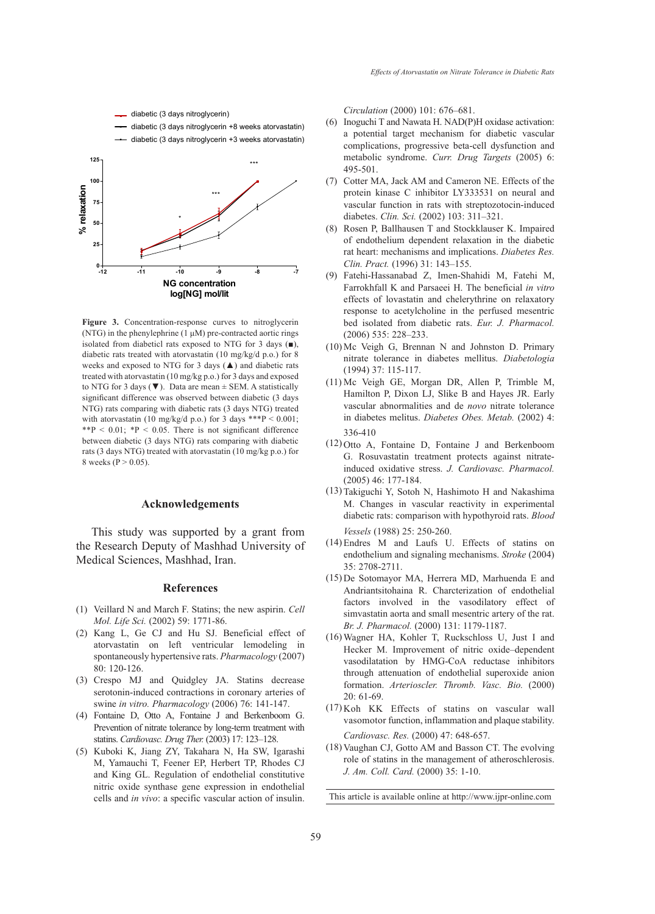Figure 3. Concentration-response curves to nitroglycerin (NTG) in the phenylephrine (1 µM) pre-contracted aortic rings isolated from diabeticl rats exposed to NTG for 3 days (■), diabetic rats treated with atorvastatin (10 mg/kg/d p.o.) for 8 weeks and exposed to NTG for 3 days (▲) and diabetic rats treated with atorvastatin (10 mg/kg p.o.) for 3 days and exposed to NTG for 3 days (▼). Data are mean ± SEM. A statistically significant difference was observed between diabetic (3 days NTG) rats comparing with diabetic rats (3 days NTG) treated with atorvastatin (10 mg/kg/d p.o.) for 3 days \*\*\*P < 0.001; \*\*P < 0.01; \*P < 0.05. There is not significant difference between diabetic (3 days NTG) rats comparing with diabetic rats (3 days NTG) treated with atorvastatin (10 mg/kg p.o.) for 8 weeks (P > 0.05).

## Acknowledgements

This study was supported by a grant from the Research Deputy of Mashhad University of Medical Sciences, Mashhad, Iran.

## References

(1) Veillard N and March F. Statins; the new aspirin. *Cell Mol. Life Sci.* (2002) 59: 1771-86.

(2) Kang L, Ge CJ and Hu SJ. Beneficial effect of atorvastatin on left ventricular lemodeling in spontaneously hypertensive rats. *Pharmacology* (2007) 80: 120-126.

(3) Crespo MJ and Quidgley JA. Statins decrease serotonin-induced contractions in coronary arteries of swine *in vitro. Pharmacology* (2006) 76: 141-147.

(4) Fontaine D, Otto A, Fontaine J and Berkenboom G. Prevention of nitrate tolerance by long-term treatment with statins. *Cardiovasc. Drug Ther.* (2003) 17: 123–128.

(5) Kuboki K, Jiang ZY, Takahara N, Ha SW, Igarashi M, Yamauchi T, Feener EP, Herbert TP, Rhodes CJ and King GL. Regulation of endothelial constitutive nitric oxide synthase gene expression in endothelial cells and *in vivo*: a specific vascular action of insulin. *Circulation* (2000) 101: 676–681.

(6) Inoguchi T and Nawata H. NAD(P)H oxidase activation: a potential target mechanism for diabetic vascular complications, progressive beta-cell dysfunction and metabolic syndrome. *Curr. Drug Targets* (2005) 6: 495-501.

(7) Cotter MA, Jack AM and Cameron NE. Effects of the protein kinase C inhibitor LY333531 on neural and vascular function in rats with streptozotocin-induced diabetes. *Clin. Sci.* (2002) 103: 311–321.

(8) Rosen P, Ballhausen T and Stockklauser K. Impaired of endothelium dependent relaxation in the diabetic rat heart: mechanisms and implications. *Diabetes Res. Clin. Pract.* (1996) 31: 143–155.

(9) Fatehi-Hassanabad Z, Imen-Shahidi M, Fatehi M, Farrokhfall K and Parsaeei H. The beneficial *in vitro* effects of lovastatin and chelerythrine on relaxatory response to acetylcholine in the perfused mesentric bed isolated from diabetic rats. *Eur. J. Pharmacol.* (2006) 535: 228–233.

(10) Mc Veigh G, Brennan N and Johnston D. Primary nitrate tolerance in diabetes mellitus. *Diabetologia* (1994) 37: 115-117.

(11) Mc Veigh GE, Morgan DR, Allen P, Trimble M, Hamilton P, Dixon LJ, Slike B and Hayes JR. Early vascular abnormalities and de *novo* nitrate tolerance in diabetes melitus. *Diabetes Obes. Metab.* (2002) 4: 336-410

(12) Otto A, Fontaine D, Fontaine J and Berkenboom G. Rosuvastatin treatment protects against nitrate-induced oxidative stress. *J. Cardiovasc. Pharmacol.* (2005) 46: 177-184.

(13) Takiguchi Y, Sotoh N, Hashimoto H and Nakashima M. Changes in vascular reactivity in experimental diabetic rats: comparison with hypothyroid rats. *Blood Vessels* (1988) 25: 250-260.

(14) Endres M and Laufs U. Effects of statins on endothelium and signaling mechanisms. *Stroke* (2004) 35: 2708-2711.

(15) De Sotomayor MA, Herrera MD, Marhuenda E and Andriantsitohaina R. Charcterization of endothelial factors involved in the vasodilatory effect of simvastatin aorta and small mesentric artery of the rat. *Br. J. Pharmacol.* (2000) 131: 1179-1187.

(16) Wagner HA, Kohler T, Ruckschloss U, Just I and Hecker M. Improvement of nitric oxide–dependent vasodilatation by HMG-CoA reductase inhibitors through attenuation of endothelial superoxide anion formation. *Arterioscler. Thromb. Vasc. Bio.* (2000) 20: 61-69.

(17) Koh KK Effects of statins on vascular wall vasomotor function, inflammation and plaque stability. *Cardiovasc. Res.* (2000) 47: 648-657.

(18) Vaughan CJ, Gotto AM and Basson CT. The evolving role of statins in the management of atheroschlerosis. *J. Am. Coll. Card.* (2000) 35: 1-10.

This article is available online at http://www.ijpr-online.com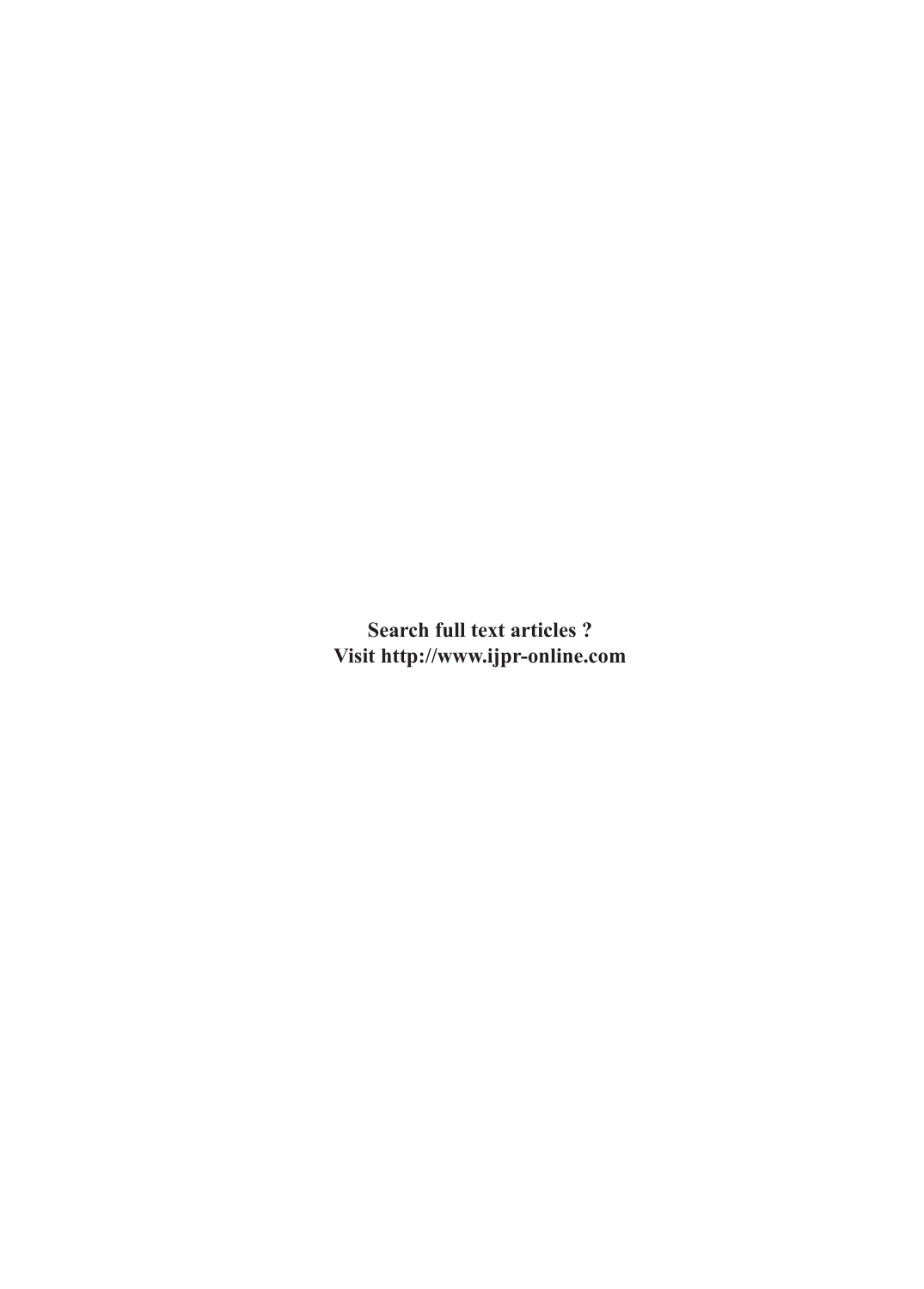**Search full text articles ?**
**Visit http://www.ijpr-online.com**